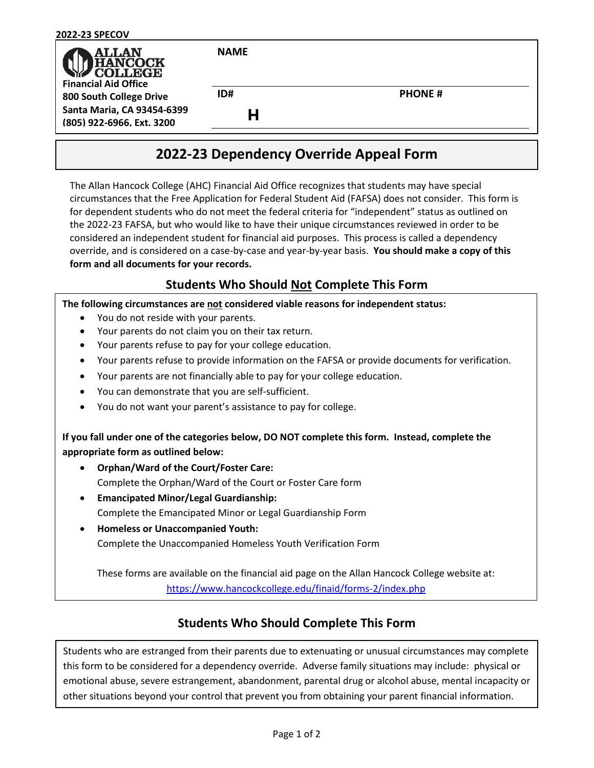2022-23 SPECOV

**ALLAN HANCOCK COLLEGE**
**Financial Aid Office**
**800 South College Drive**
**Santa Maria, CA 93454-6399**
**(805) 922-6966, Ext. 3200**

| **NAME** | |
|---|---|
| **ID#** H | **PHONE #** |

# 2022-23 Dependency Override Appeal Form

The Allan Hancock College (AHC) Financial Aid Office recognizes that students may have special circumstances that the Free Application for Federal Student Aid (FAFSA) does not consider. This form is for dependent students who do not meet the federal criteria for "independent" status as outlined on the 2022-23 FAFSA, but who would like to have their unique circumstances reviewed in order to be considered an independent student for financial aid purposes. This process is called a dependency override, and is considered on a case-by-case and year-by-year basis. **You should make a copy of this form and all documents for your records.**

## Students Who Should Not Complete This Form

**The following circumstances are not considered viable reasons for independent status:**

- You do not reside with your parents.
- Your parents do not claim you on their tax return.
- Your parents refuse to pay for your college education.
- Your parents refuse to provide information on the FAFSA or provide documents for verification.
- Your parents are not financially able to pay for your college education.
- You can demonstrate that you are self-sufficient.
- You do not want your parent's assistance to pay for college.

**If you fall under one of the categories below, DO NOT complete this form. Instead, complete the appropriate form as outlined below:**

- **Orphan/Ward of the Court/Foster Care:**
  Complete the Orphan/Ward of the Court or Foster Care form
- **Emancipated Minor/Legal Guardianship:**
  Complete the Emancipated Minor or Legal Guardianship Form
- **Homeless or Unaccompanied Youth:**
  Complete the Unaccompanied Homeless Youth Verification Form

These forms are available on the financial aid page on the Allan Hancock College website at: https://www.hancockcollege.edu/finaid/forms-2/index.php

## Students Who Should Complete This Form

Students who are estranged from their parents due to extenuating or unusual circumstances may complete this form to be considered for a dependency override. Adverse family situations may include: physical or emotional abuse, severe estrangement, abandonment, parental drug or alcohol abuse, mental incapacity or other situations beyond your control that prevent you from obtaining your parent financial information.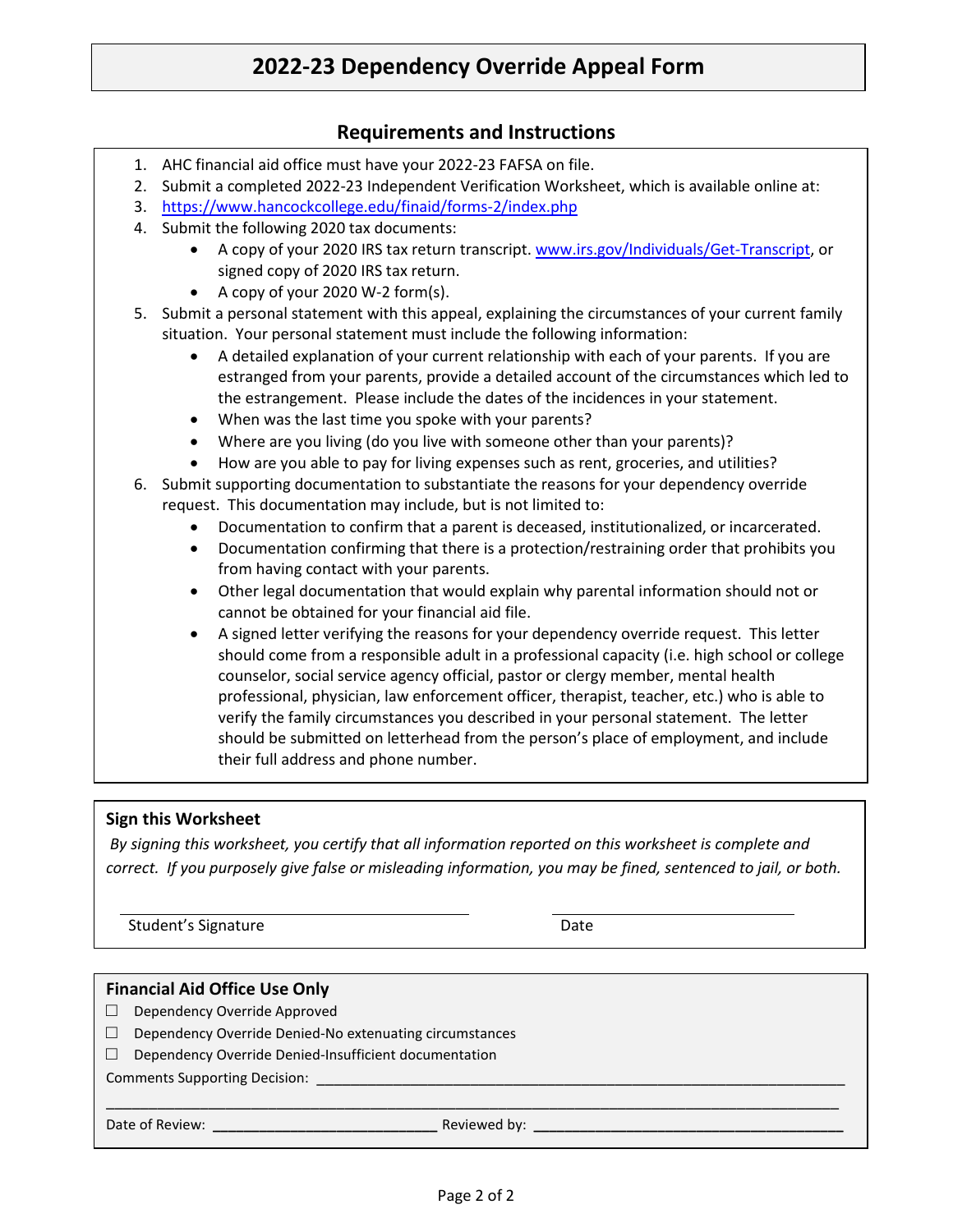# 2022-23 Dependency Override Appeal Form

## Requirements and Instructions

1. AHC financial aid office must have your 2022-23 FAFSA on file.
2. Submit a completed 2022-23 Independent Verification Worksheet, which is available online at:
3. https://www.hancockcollege.edu/finaid/forms-2/index.php
4. Submit the following 2020 tax documents:
   - A copy of your 2020 IRS tax return transcript. www.irs.gov/Individuals/Get-Transcript, or signed copy of 2020 IRS tax return.
   - A copy of your 2020 W-2 form(s).
5. Submit a personal statement with this appeal, explaining the circumstances of your current family situation. Your personal statement must include the following information:
   - A detailed explanation of your current relationship with each of your parents. If you are estranged from your parents, provide a detailed account of the circumstances which led to the estrangement. Please include the dates of the incidences in your statement.
   - When was the last time you spoke with your parents?
   - Where are you living (do you live with someone other than your parents)?
   - How are you able to pay for living expenses such as rent, groceries, and utilities?
6. Submit supporting documentation to substantiate the reasons for your dependency override request. This documentation may include, but is not limited to:
   - Documentation to confirm that a parent is deceased, institutionalized, or incarcerated.
   - Documentation confirming that there is a protection/restraining order that prohibits you from having contact with your parents.
   - Other legal documentation that would explain why parental information should not or cannot be obtained for your financial aid file.
   - A signed letter verifying the reasons for your dependency override request. This letter should come from a responsible adult in a professional capacity (i.e. high school or college counselor, social service agency official, pastor or clergy member, mental health professional, physician, law enforcement officer, therapist, teacher, etc.) who is able to verify the family circumstances you described in your personal statement. The letter should be submitted on letterhead from the person's place of employment, and include their full address and phone number.

### Sign this Worksheet

*By signing this worksheet, you certify that all information reported on this worksheet is complete and correct. If you purposely give false or misleading information, you may be fined, sentenced to jail, or both.*

______________________________ ______________________

Student's Signature Date

### Financial Aid Office Use Only

☐ Dependency Override Approved

☐ Dependency Override Denied-No extenuating circumstances

☐ Dependency Override Denied-Insufficient documentation

Comments Supporting Decision: ________________________________________________________________

______________________________________________________________________________________

Date of Review: ___________________________ Reviewed by: _____________________________________